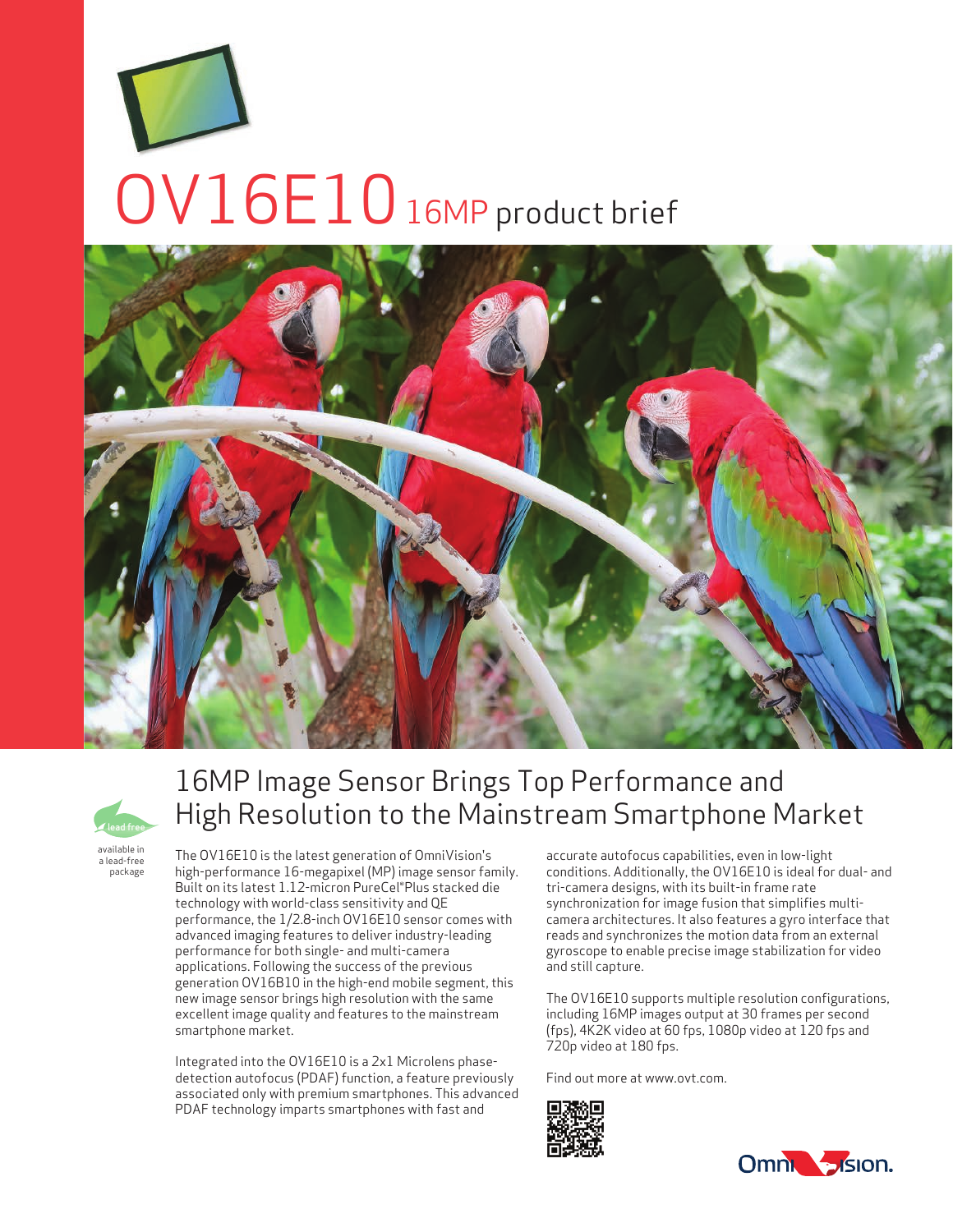# OV16E10 16MP product brief

## 16MP Image Sensor Brings Top Performance and High Resolution to the Mainstream Smartphone Market

lead free

available in a lead-free package

The OV16E10 is the latest generation of OmniVision's high-performance 16-megapixel (MP) image sensor family. Built on its latest 1.12-micron PureCel®Plus stacked die technology with world-class sensitivity and QE performance, the 1/2.8-inch OV16E10 sensor comes with advanced imaging features to deliver industry-leading performance for both single- and multi-camera applications. Following the success of the previous generation OV16B10 in the high-end mobile segment, this new image sensor brings high resolution with the same excellent image quality and features to the mainstream smartphone market.

Integrated into the OV16E10 is a 2x1 Microlens phase-detection autofocus (PDAF) function, a feature previously associated only with premium smartphones. This advanced PDAF technology imparts smartphones with fast and accurate autofocus capabilities, even in low-light conditions. Additionally, the OV16E10 is ideal for dual- and tri-camera designs, with its built-in frame rate synchronization for image fusion that simplifies multi-camera architectures. It also features a gyro interface that reads and synchronizes the motion data from an external gyroscope to enable precise image stabilization for video and still capture.

The OV16E10 supports multiple resolution configurations, including 16MP images output at 30 frames per second (fps), 4K2K video at 60 fps, 1080p video at 120 fps and 720p video at 180 fps.

Find out more at www.ovt.com.

OmniVision.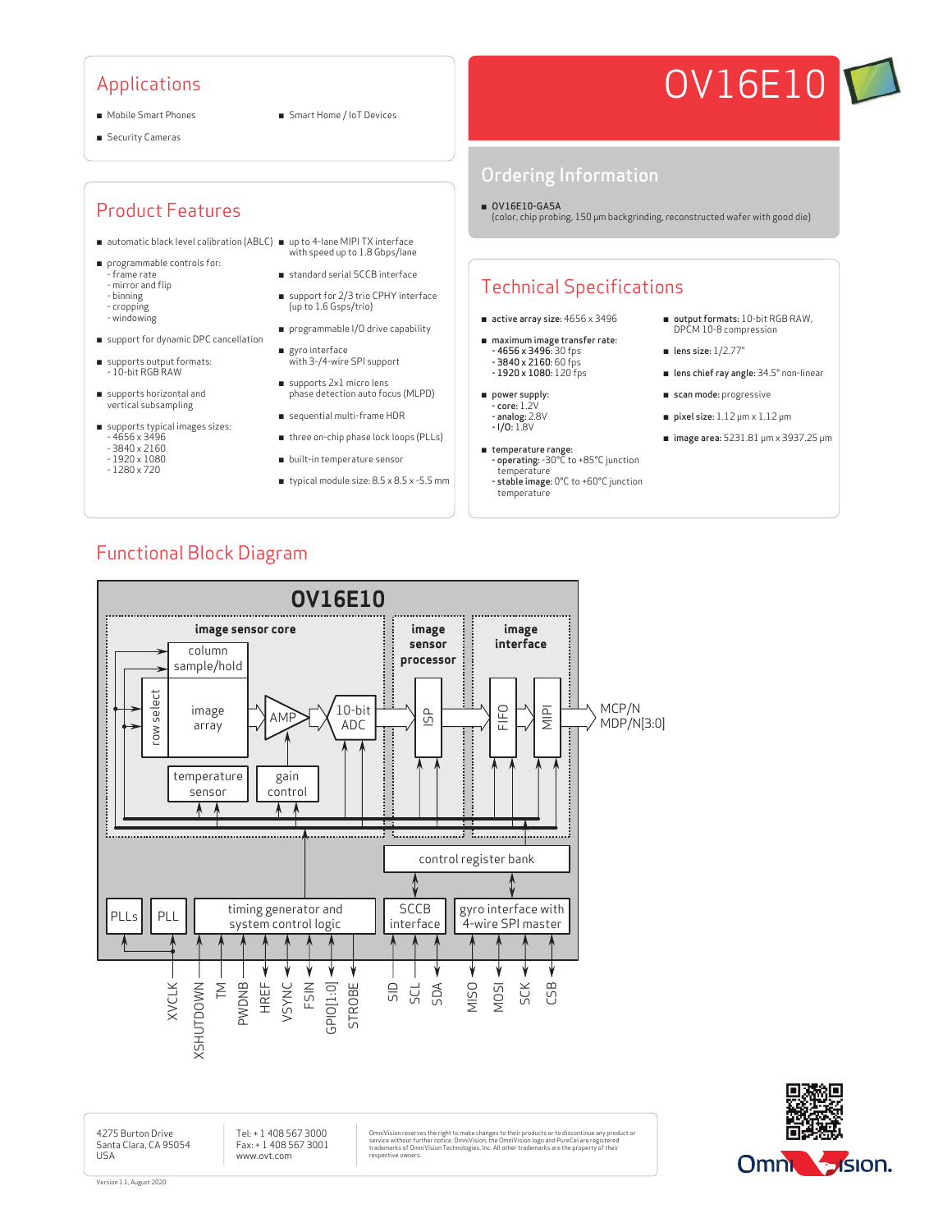# OV16E10

## Applications

- Mobile Smart Phones
- Security Cameras
- Smart Home / IoT Devices

## Ordering Information

- OV16E10-GA5A
  (color, chip probing, 150 µm backgrinding, reconstructed wafer with good die)

## Product Features

- automatic black level calibration (ABLC)
- programmable controls for:
  - frame rate
  - mirror and flip
  - binning
  - cropping
  - windowing
- support for dynamic DPC cancellation
- supports output formats:
  - 10-bit RGB RAW
- supports horizontal and vertical subsampling
- supports typical images sizes:
  - 4656 x 3496
  - 3840 x 2160
  - 1920 x 1080
  - 1280 x 720
- up to 4-lane MIPI TX interface with speed up to 1.8 Gbps/lane
- standard serial SCCB interface
- support for 2/3 trio CPHY interface (up to 1.6 Gsps/trio)
- programmable I/O drive capability
- gyro interface with 3-/4-wire SPI support
- supports 2x1 micro lens phase detection auto focus (MLPD)
- sequential multi-frame HDR
- three on-chip phase lock loops (PLLs)
- built-in temperature sensor
- typical module size: 8.5 x 8.5 x -5.5 mm

## Technical Specifications

- **active array size:** 4656 x 3496
- **maximum image transfer rate:**
  - **4656 x 3496:** 30 fps
  - **3840 x 2160:** 60 fps
  - **1920 x 1080:** 120 fps
- **power supply:**
  - **core:** 1.2V
  - **analog:** 2.8V
  - **I/O:** 1.8V
- **temperature range:**
  - **operating:** -30°C to +85°C junction temperature
  - **stable image:** 0°C to +60°C junction temperature
- **output formats:** 10-bit RGB RAW, DPCM 10-8 compression
- **lens size:** 1/2.77"
- **lens chief ray angle:** 34.5° non-linear
- **scan mode:** progressive
- **pixel size:** 1.12 µm x 1.12 µm
- **image area:** 5231.81 µm x 3937.25 µm

## Functional Block Diagram

OV16E10

image sensor core
column sample/hold
row select
image array
AMP
10-bit ADC
temperature sensor
gain control

image sensor processor
ISP

image interface
FIFO
MIPI

MCP/N
MDP/N[3:0]

control register bank
PLLs
PLL
timing generator and system control logic
SCCB interface
gyro interface with 4-wire SPI master

XVCLK
XSHUTDOWN
TM
PWDNB
HREF
VSYNC
FSIN
GPIO[1:0]
STROBE
SID
SCL
SDA
MISO
MOSI
SCK
CSB

4275 Burton Drive
Santa Clara, CA 95054
USA

Tel: + 1 408 567 3000
Fax: + 1 408 567 3001
www.ovt.com

OmniVision reserves the right to make changes to their products or to discontinue any product or service without further notice. OmniVision, the OmniVision logo and PureCel are registered trademarks of OmniVision Technologies, Inc. All other trademarks are the property of their respective owners.

Version 1.1, August 2020